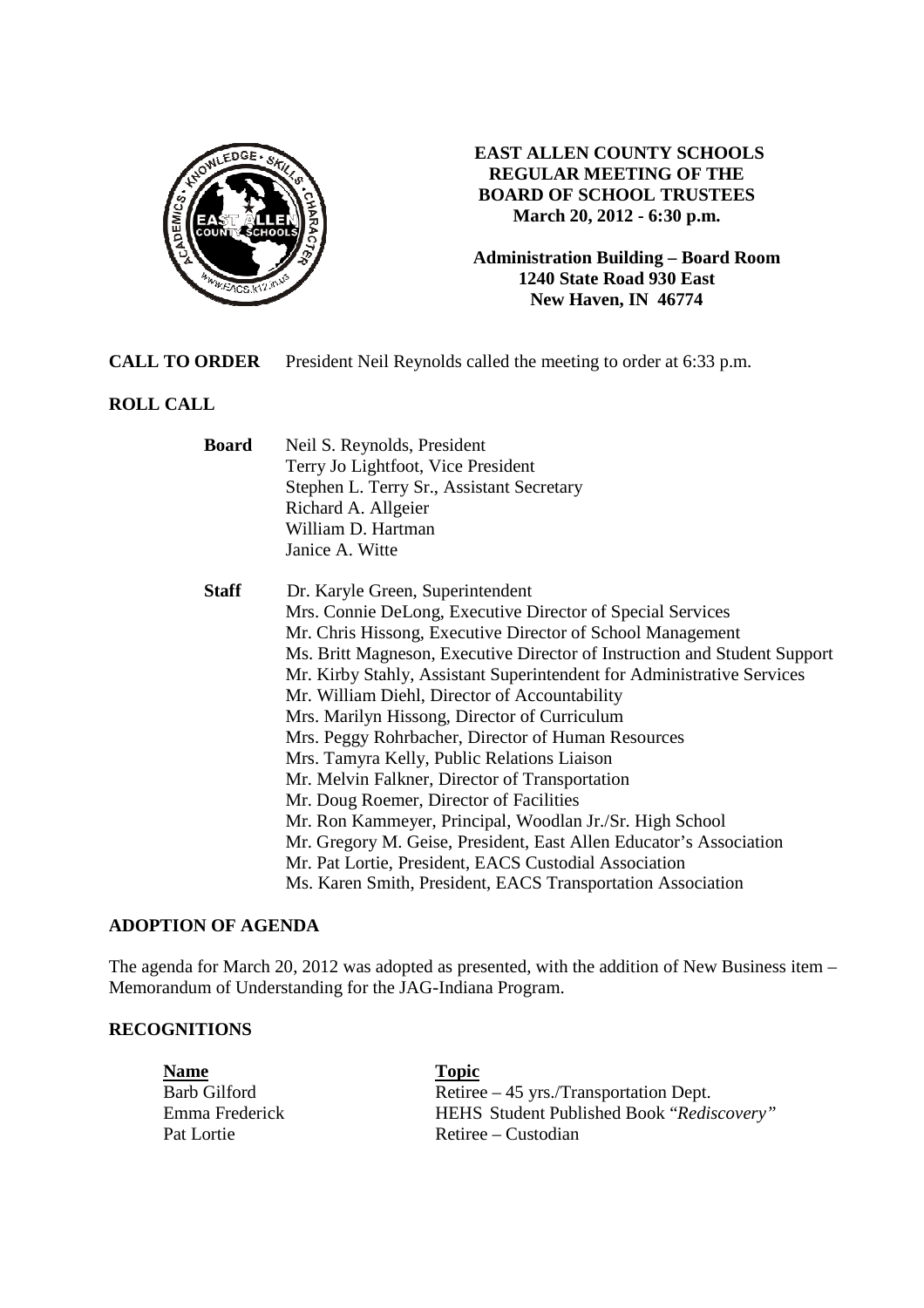# EAST ALLEN COUNTY SCHOOLS
## REGULAR MEETING OF THE BOARD OF SCHOOL TRUSTEES
**March 20, 2012 - 6:30 p.m.**

**Administration Building – Board Room**
**1240 State Road 930 East**
**New Haven, IN 46774**

**CALL TO ORDER** President Neil Reynolds called the meeting to order at 6:33 p.m.

**ROLL CALL**

**Board**
- Neil S. Reynolds, President
- Terry Jo Lightfoot, Vice President
- Stephen L. Terry Sr., Assistant Secretary
- Richard A. Allgeier
- William D. Hartman
- Janice A. Witte

**Staff**
- Dr. Karyle Green, Superintendent
- Mrs. Connie DeLong, Executive Director of Special Services
- Mr. Chris Hissong, Executive Director of School Management
- Ms. Britt Magneson, Executive Director of Instruction and Student Support
- Mr. Kirby Stahly, Assistant Superintendent for Administrative Services
- Mr. William Diehl, Director of Accountability
- Mrs. Marilyn Hissong, Director of Curriculum
- Mrs. Peggy Rohrbacher, Director of Human Resources
- Mrs. Tamyra Kelly, Public Relations Liaison
- Mr. Melvin Falkner, Director of Transportation
- Mr. Doug Roemer, Director of Facilities
- Mr. Ron Kammeyer, Principal, Woodlan Jr./Sr. High School
- Mr. Gregory M. Geise, President, East Allen Educator's Association
- Mr. Pat Lortie, President, EACS Custodial Association
- Ms. Karen Smith, President, EACS Transportation Association

**ADOPTION OF AGENDA**

The agenda for March 20, 2012 was adopted as presented, with the addition of New Business item – Memorandum of Understanding for the JAG-Indiana Program.

**RECOGNITIONS**

| **Name** | **Topic** |
|---|---|
| Barb Gilford | Retiree – 45 yrs./Transportation Dept. |
| Emma Frederick | HEHS Student Published Book "*Rediscovery"* |
| Pat Lortie | Retiree – Custodian |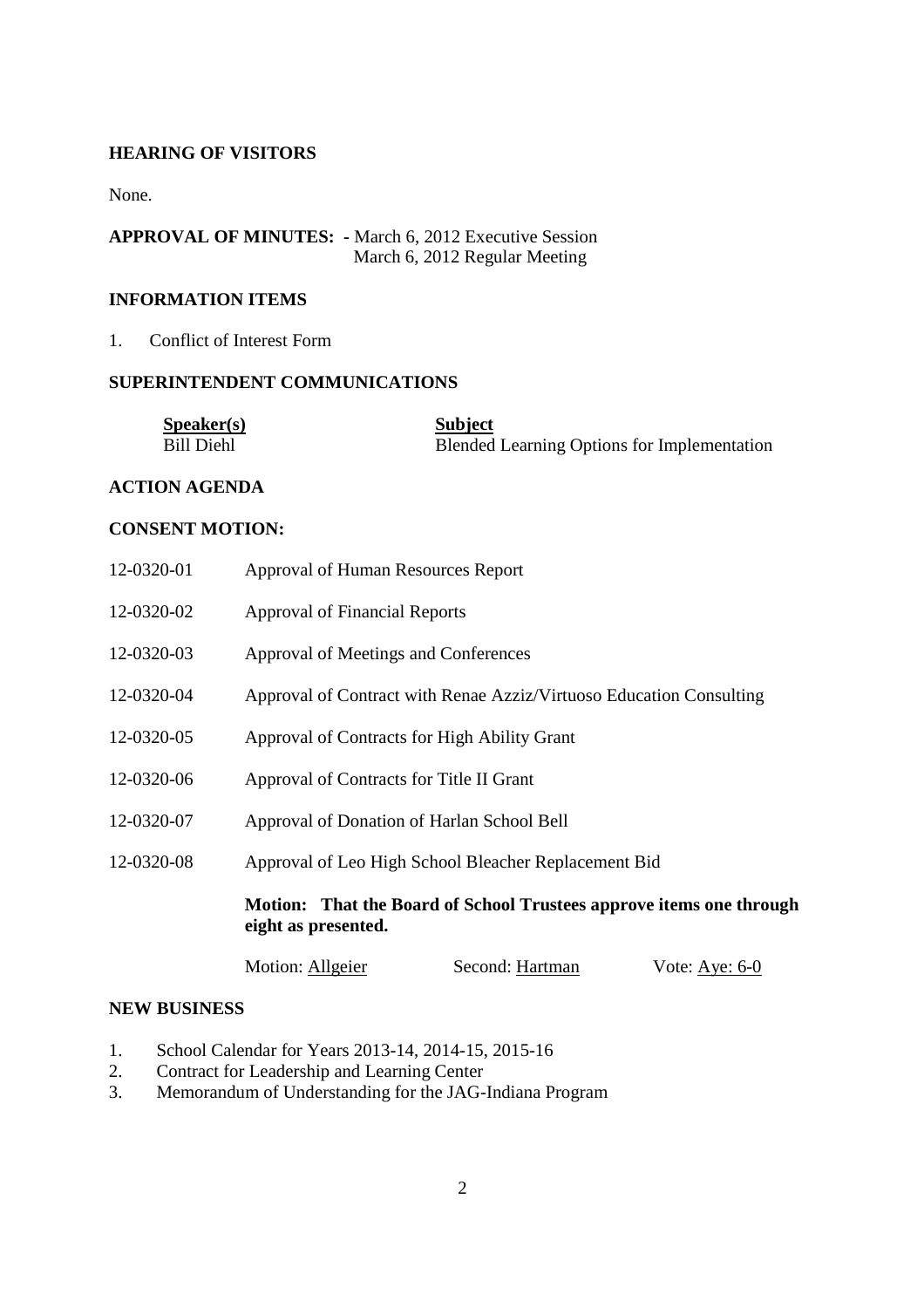**HEARING OF VISITORS**

None.

**APPROVAL OF MINUTES:** - March 6, 2012 Executive Session
March 6, 2012 Regular Meeting

**INFORMATION ITEMS**

1. Conflict of Interest Form

**SUPERINTENDENT COMMUNICATIONS**

| Speaker(s) | Subject |
|---|---|
| Bill Diehl | Blended Learning Options for Implementation |

**ACTION AGENDA**

**CONSENT MOTION:**

| | |
|---|---|
| 12-0320-01 | Approval of Human Resources Report |
| 12-0320-02 | Approval of Financial Reports |
| 12-0320-03 | Approval of Meetings and Conferences |
| 12-0320-04 | Approval of Contract with Renae Azziz/Virtuoso Education Consulting |
| 12-0320-05 | Approval of Contracts for High Ability Grant |
| 12-0320-06 | Approval of Contracts for Title II Grant |
| 12-0320-07 | Approval of Donation of Harlan School Bell |
| 12-0320-08 | Approval of Leo High School Bleacher Replacement Bid |

**Motion: That the Board of School Trustees approve items one through eight as presented.**

Motion: Allgeier Second: Hartman Vote: Aye: 6-0

**NEW BUSINESS**

1. School Calendar for Years 2013-14, 2014-15, 2015-16
2. Contract for Leadership and Learning Center
3. Memorandum of Understanding for the JAG-Indiana Program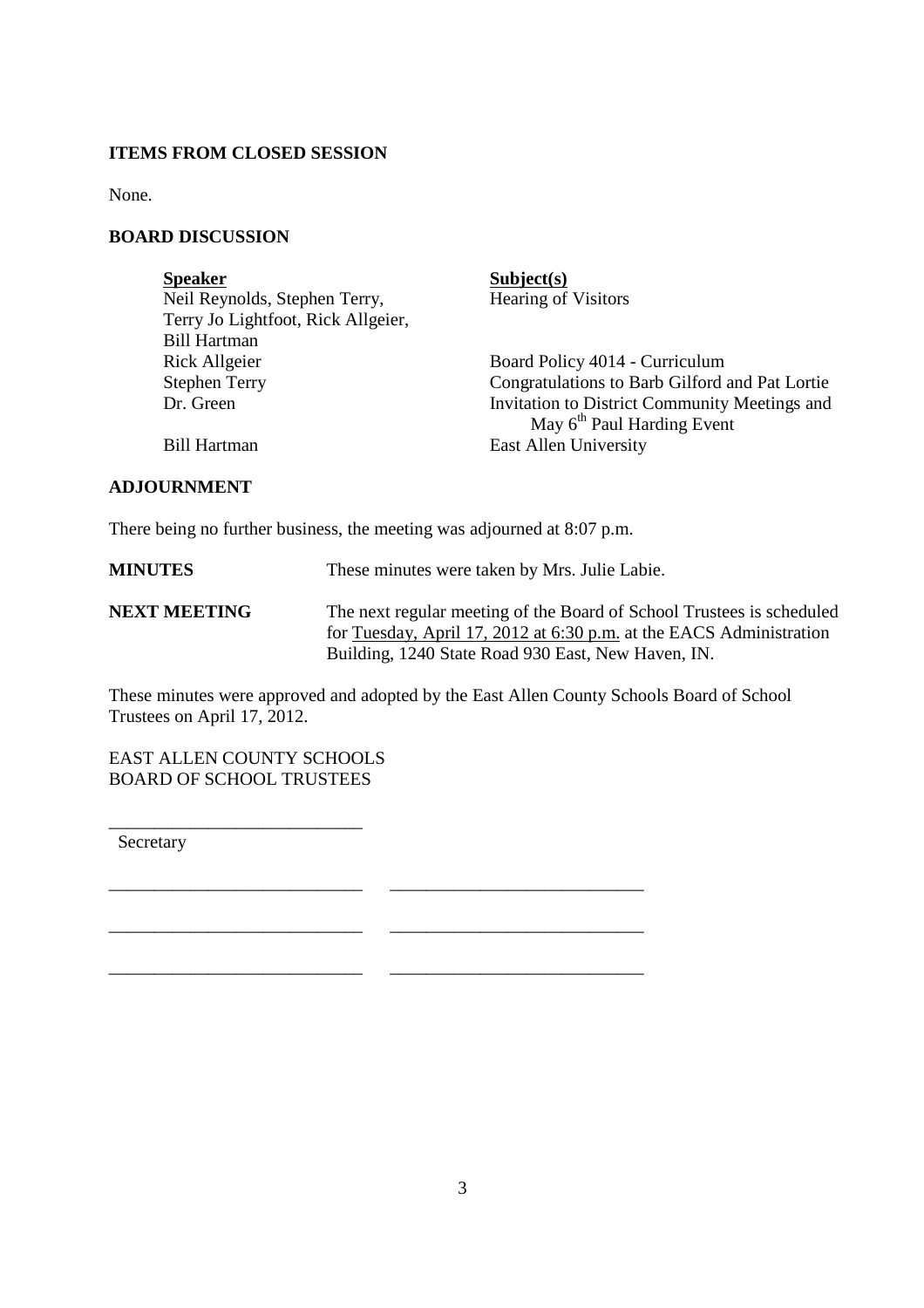**ITEMS FROM CLOSED SESSION**

None.

**BOARD DISCUSSION**

| Speaker | Subject(s) |
|---|---|
| Neil Reynolds, Stephen Terry, Terry Jo Lightfoot, Rick Allgeier, Bill Hartman | Hearing of Visitors |
| Rick Allgeier | Board Policy 4014 - Curriculum |
| Stephen Terry | Congratulations to Barb Gilford and Pat Lortie |
| Dr. Green | Invitation to District Community Meetings and May 6th Paul Harding Event |
| Bill Hartman | East Allen University |

**ADJOURNMENT**

There being no further business, the meeting was adjourned at 8:07 p.m.

**MINUTES** These minutes were taken by Mrs. Julie Labie.

**NEXT MEETING** The next regular meeting of the Board of School Trustees is scheduled for Tuesday, April 17, 2012 at 6:30 p.m. at the EACS Administration Building, 1240 State Road 930 East, New Haven, IN.

These minutes were approved and adopted by the East Allen County Schools Board of School Trustees on April 17, 2012.

EAST ALLEN COUNTY SCHOOLS
BOARD OF SCHOOL TRUSTEES

\_\_\_\_\_\_\_\_\_\_\_\_\_\_\_\_\_\_\_\_\_\_\_\_\_\_\_\_
Secretary

\_\_\_\_\_\_\_\_\_\_\_\_\_\_\_\_\_\_\_\_\_\_\_\_\_\_\_\_ \_\_\_\_\_\_\_\_\_\_\_\_\_\_\_\_\_\_\_\_\_\_\_\_\_\_\_\_

\_\_\_\_\_\_\_\_\_\_\_\_\_\_\_\_\_\_\_\_\_\_\_\_\_\_\_\_ \_\_\_\_\_\_\_\_\_\_\_\_\_\_\_\_\_\_\_\_\_\_\_\_\_\_\_\_

\_\_\_\_\_\_\_\_\_\_\_\_\_\_\_\_\_\_\_\_\_\_\_\_\_\_\_\_ \_\_\_\_\_\_\_\_\_\_\_\_\_\_\_\_\_\_\_\_\_\_\_\_\_\_\_\_